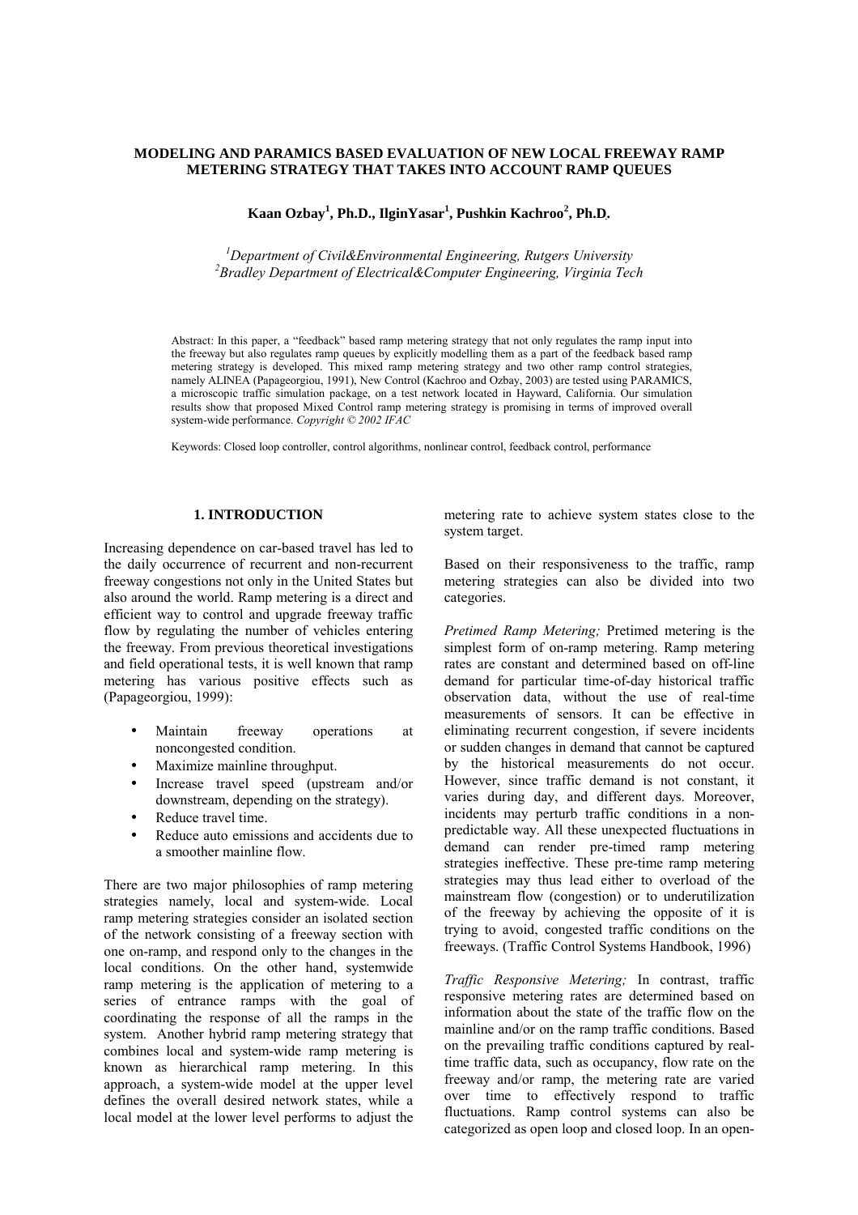# MODELING AND PARAMICS BASED EVALUATION OF NEW LOCAL FREEWAY RAMP METERING STRATEGY THAT TAKES INTO ACCOUNT RAMP QUEUES

**Kaan Ozbay[1], Ph.D., IlginYasar[1], Pushkin Kachroo[2], Ph.D.**

[1]*Department of Civil&Environmental Engineering, Rutgers University*
[2]*Bradley Department of Electrical&Computer Engineering, Virginia Tech*

Abstract: In this paper, a "feedback" based ramp metering strategy that not only regulates the ramp input into the freeway but also regulates ramp queues by explicitly modelling them as a part of the feedback based ramp metering strategy is developed. This mixed ramp metering strategy and two other ramp control strategies, namely ALINEA (Papageorgiou, 1991), New Control (Kachroo and Ozbay, 2003) are tested using PARAMICS, a microscopic traffic simulation package, on a test network located in Hayward, California. Our simulation results show that proposed Mixed Control ramp metering strategy is promising in terms of improved overall system-wide performance. *Copyright © 2002 IFAC*

Keywords: Closed loop controller, control algorithms, nonlinear control, feedback control, performance

## 1. INTRODUCTION

Increasing dependence on car-based travel has led to the daily occurrence of recurrent and non-recurrent freeway congestions not only in the United States but also around the world. Ramp metering is a direct and efficient way to control and upgrade freeway traffic flow by regulating the number of vehicles entering the freeway. From previous theoretical investigations and field operational tests, it is well known that ramp metering has various positive effects such as (Papageorgiou, 1999):

- Maintain freeway operations at noncongested condition.
- Maximize mainline throughput.
- Increase travel speed (upstream and/or downstream, depending on the strategy).
- Reduce travel time.
- Reduce auto emissions and accidents due to a smoother mainline flow.

There are two major philosophies of ramp metering strategies namely, local and system-wide. Local ramp metering strategies consider an isolated section of the network consisting of a freeway section with one on-ramp, and respond only to the changes in the local conditions. On the other hand, systemwide ramp metering is the application of metering to a series of entrance ramps with the goal of coordinating the response of all the ramps in the system. Another hybrid ramp metering strategy that combines local and system-wide ramp metering is known as hierarchical ramp metering. In this approach, a system-wide model at the upper level defines the overall desired network states, while a local model at the lower level performs to adjust the metering rate to achieve system states close to the system target.

Based on their responsiveness to the traffic, ramp metering strategies can also be divided into two categories.

*Pretimed Ramp Metering;* Pretimed metering is the simplest form of on-ramp metering. Ramp metering rates are constant and determined based on off-line demand for particular time-of-day historical traffic observation data, without the use of real-time measurements of sensors. It can be effective in eliminating recurrent congestion, if severe incidents or sudden changes in demand that cannot be captured by the historical measurements do not occur. However, since traffic demand is not constant, it varies during day, and different days. Moreover, incidents may perturb traffic conditions in a non-predictable way. All these unexpected fluctuations in demand can render pre-timed ramp metering strategies ineffective. These pre-time ramp metering strategies may thus lead either to overload of the mainstream flow (congestion) or to underutilization of the freeway by achieving the opposite of it is trying to avoid, congested traffic conditions on the freeways. (Traffic Control Systems Handbook, 1996)

*Traffic Responsive Metering;* In contrast, traffic responsive metering rates are determined based on information about the state of the traffic flow on the mainline and/or on the ramp traffic conditions. Based on the prevailing traffic conditions captured by real-time traffic data, such as occupancy, flow rate on the freeway and/or ramp, the metering rate are varied over time to effectively respond to traffic fluctuations. Ramp control systems can also be categorized as open loop and closed loop. In an open-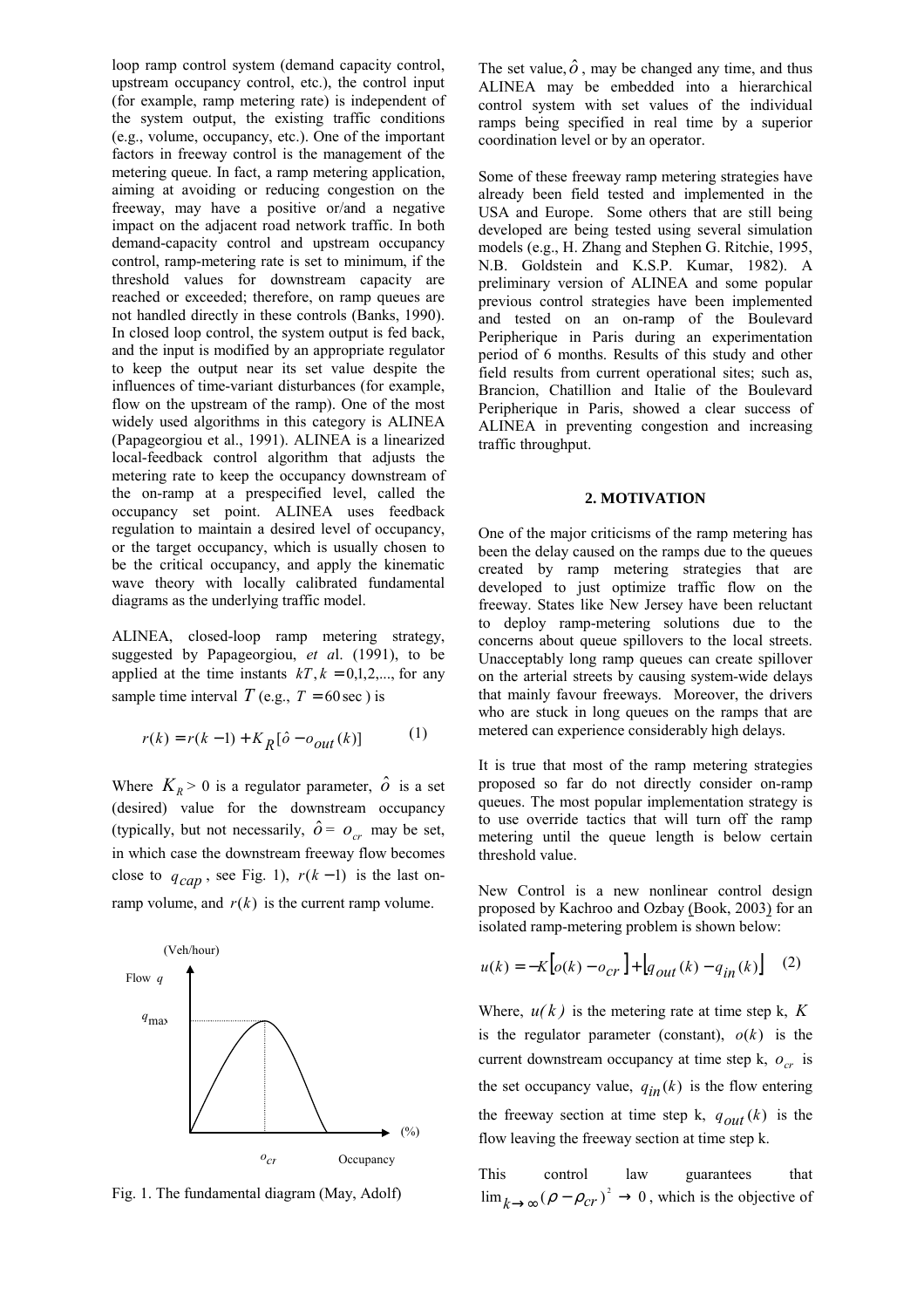loop ramp control system (demand capacity control, upstream occupancy control, etc.), the control input (for example, ramp metering rate) is independent of the system output, the existing traffic conditions (e.g., volume, occupancy, etc.). One of the important factors in freeway control is the management of the metering queue. In fact, a ramp metering application, aiming at avoiding or reducing congestion on the freeway, may have a positive or/and a negative impact on the adjacent road network traffic. In both demand-capacity control and upstream occupancy control, ramp-metering rate is set to minimum, if the threshold values for downstream capacity are reached or exceeded; therefore, on ramp queues are not handled directly in these controls (Banks, 1990). In closed loop control, the system output is fed back, and the input is modified by an appropriate regulator to keep the output near its set value despite the influences of time-variant disturbances (for example, flow on the upstream of the ramp). One of the most widely used algorithms in this category is ALINEA (Papageorgiou et al., 1991). ALINEA is a linearized local-feedback control algorithm that adjusts the metering rate to keep the occupancy downstream of the on-ramp at a prespecified level, called the occupancy set point. ALINEA uses feedback regulation to maintain a desired level of occupancy, or the target occupancy, which is usually chosen to be the critical occupancy, and apply the kinematic wave theory with locally calibrated fundamental diagrams as the underlying traffic model.

ALINEA, closed-loop ramp metering strategy, suggested by Papageorgiou, *et a*l. (1991), to be applied at the time instants $kT, k = 0,1,2,...$, for any sample time interval $T$ (e.g., $T = 60\,\text{sec}$) is

$$r(k) = r(k-1) + K_R[\hat{o} - o_{out}(k)] \qquad (1)$$

Where $K_R > 0$ is a regulator parameter, $\hat{o}$ is a set (desired) value for the downstream occupancy (typically, but not necessarily, $\hat{o} = o_{cr}$ may be set, in which case the downstream freeway flow becomes close to $q_{cap}$, see Fig. 1), $r(k-1)$ is the last on-ramp volume, and $r(k)$ is the current ramp volume.

Fig. 1. The fundamental diagram (May, Adolf)

The set value, $\hat{o}$, may be changed any time, and thus ALINEA may be embedded into a hierarchical control system with set values of the individual ramps being specified in real time by a superior coordination level or by an operator.

Some of these freeway ramp metering strategies have already been field tested and implemented in the USA and Europe. Some others that are still being developed are being tested using several simulation models (e.g., H. Zhang and Stephen G. Ritchie, 1995, N.B. Goldstein and K.S.P. Kumar, 1982). A preliminary version of ALINEA and some popular previous control strategies have been implemented and tested on an on-ramp of the Boulevard Peripherique in Paris during an experimentation period of 6 months. Results of this study and other field results from current operational sites; such as, Brancion, Chatillion and Italie of the Boulevard Peripherique in Paris, showed a clear success of ALINEA in preventing congestion and increasing traffic throughput.

## 2. MOTIVATION

One of the major criticisms of the ramp metering has been the delay caused on the ramps due to the queues created by ramp metering strategies that are developed to just optimize traffic flow on the freeway. States like New Jersey have been reluctant to deploy ramp-metering solutions due to the concerns about queue spillovers to the local streets. Unacceptably long ramp queues can create spillover on the arterial streets by causing system-wide delays that mainly favour freeways. Moreover, the drivers who are stuck in long queues on the ramps that are metered can experience considerably high delays.

It is true that most of the ramp metering strategies proposed so far do not directly consider on-ramp queues. The most popular implementation strategy is to use override tactics that will turn off the ramp metering until the queue length is below certain threshold value.

New Control is a new nonlinear control design proposed by Kachroo and Ozbay (Book, 2003) for an isolated ramp-metering problem is shown below:

$$u(k) = -K\left[o(k) - o_{cr}\right] + \left[q_{out}(k) - q_{in}(k)\right] \qquad (2)$$

Where, $u(k)$ is the metering rate at time step k, $K$ is the regulator parameter (constant), $o(k)$ is the current downstream occupancy at time step k, $o_{cr}$ is the set occupancy value, $q_{in}(k)$ is the flow entering the freeway section at time step k, $q_{out}(k)$ is the flow leaving the freeway section at time step k.

This control law guarantees that $\lim_{k \to \infty}(\rho - \rho_{cr})^2 \to 0$, which is the objective of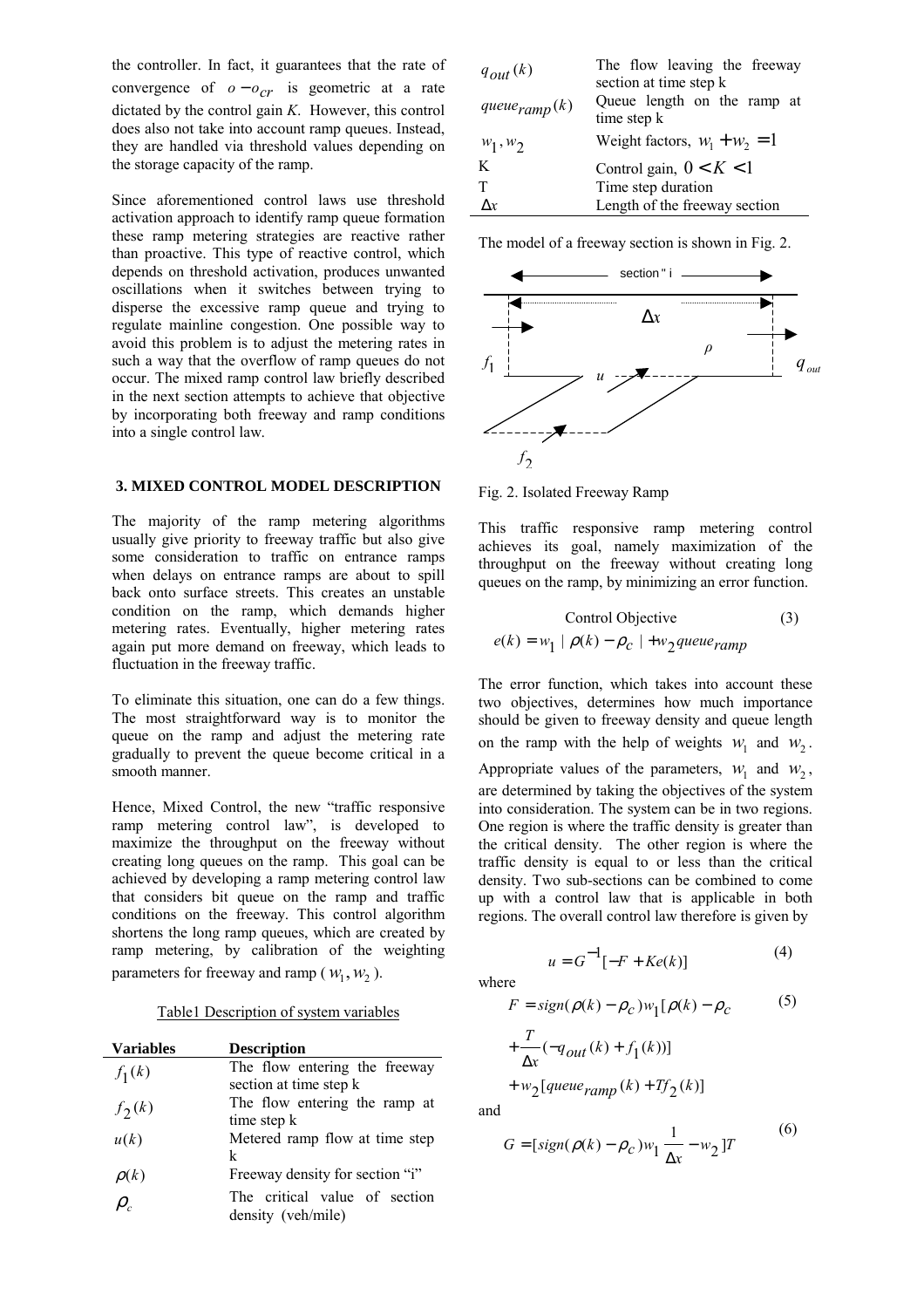the controller. In fact, it guarantees that the rate of convergence of $o - o_{cr}$ is geometric at a rate dictated by the control gain *K*. However, this control does also not take into account ramp queues. Instead, they are handled via threshold values depending on the storage capacity of the ramp.

Since aforementioned control laws use threshold activation approach to identify ramp queue formation these ramp metering strategies are reactive rather than proactive. This type of reactive control, which depends on threshold activation, produces unwanted oscillations when it switches between trying to disperse the excessive ramp queue and trying to regulate mainline congestion. One possible way to avoid this problem is to adjust the metering rates in such a way that the overflow of ramp queues do not occur. The mixed ramp control law briefly described in the next section attempts to achieve that objective by incorporating both freeway and ramp conditions into a single control law.

## 3. MIXED CONTROL MODEL DESCRIPTION

The majority of the ramp metering algorithms usually give priority to freeway traffic but also give some consideration to traffic on entrance ramps when delays on entrance ramps are about to spill back onto surface streets. This creates an unstable condition on the ramp, which demands higher metering rates. Eventually, higher metering rates again put more demand on freeway, which leads to fluctuation in the freeway traffic.

To eliminate this situation, one can do a few things. The most straightforward way is to monitor the queue on the ramp and adjust the metering rate gradually to prevent the queue become critical in a smooth manner.

Hence, Mixed Control, the new "traffic responsive ramp metering control law", is developed to maximize the throughput on the freeway without creating long queues on the ramp. This goal can be achieved by developing a ramp metering control law that considers bit queue on the ramp and traffic conditions on the freeway. This control algorithm shortens the long ramp queues, which are created by ramp metering, by calibration of the weighting parameters for freeway and ramp ($w_1, w_2$).

Table1 Description of system variables

| Variables | Description |
|---|---|
| $f_1(k)$ | The flow entering the freeway section at time step k |
| $f_2(k)$ | The flow entering the ramp at time step k |
| $u(k)$ | Metered ramp flow at time step k |
| $\rho(k)$ | Freeway density for section "i" |
| $\rho_c$ | The critical value of section density (veh/mile) |
| $q_{out}(k)$ | The flow leaving the freeway section at time step k |
| $queue_{ramp}(k)$ | Queue length on the ramp at time step k |
| $w_1, w_2$ | Weight factors, $w_1 + w_2 = 1$ |
| K | Control gain, $0 < K < 1$ |
| T | Time step duration |
| $\Delta x$ | Length of the freeway section |

The model of a freeway section is shown in Fig. 2.

Fig. 2. Isolated Freeway Ramp

This traffic responsive ramp metering control achieves its goal, namely maximization of the throughput on the freeway without creating long queues on the ramp, by minimizing an error function.

Control Objective (3)

$$e(k) = w_1 \mid \rho(k) - \rho_c \mid + w_2 queue_{ramp} \tag{3}$$

The error function, which takes into account these two objectives, determines how much importance should be given to freeway density and queue length on the ramp with the help of weights $w_1$ and $w_2$. Appropriate values of the parameters, $w_1$ and $w_2$, are determined by taking the objectives of the system into consideration. The system can be in two regions. One region is where the traffic density is greater than the critical density. The other region is where the traffic density is equal to or less than the critical density. Two sub-sections can be combined to come up with a control law that is applicable in both regions. The overall control law therefore is given by

$$u = G^{-1}[-F + Ke(k)] \tag{4}$$

where

$$F = sign(\rho(k) - \rho_c) w_1 [\rho(k) - \rho_c + \frac{T}{\Delta x}(-q_{out}(k) + f_1(k))] + w_2 [queue_{ramp}(k) + Tf_2(k)] \tag{5}$$

and

$$G = [sign(\rho(k) - \rho_c) w_1 \frac{1}{\Delta x} - w_2 ]T \tag{6}$$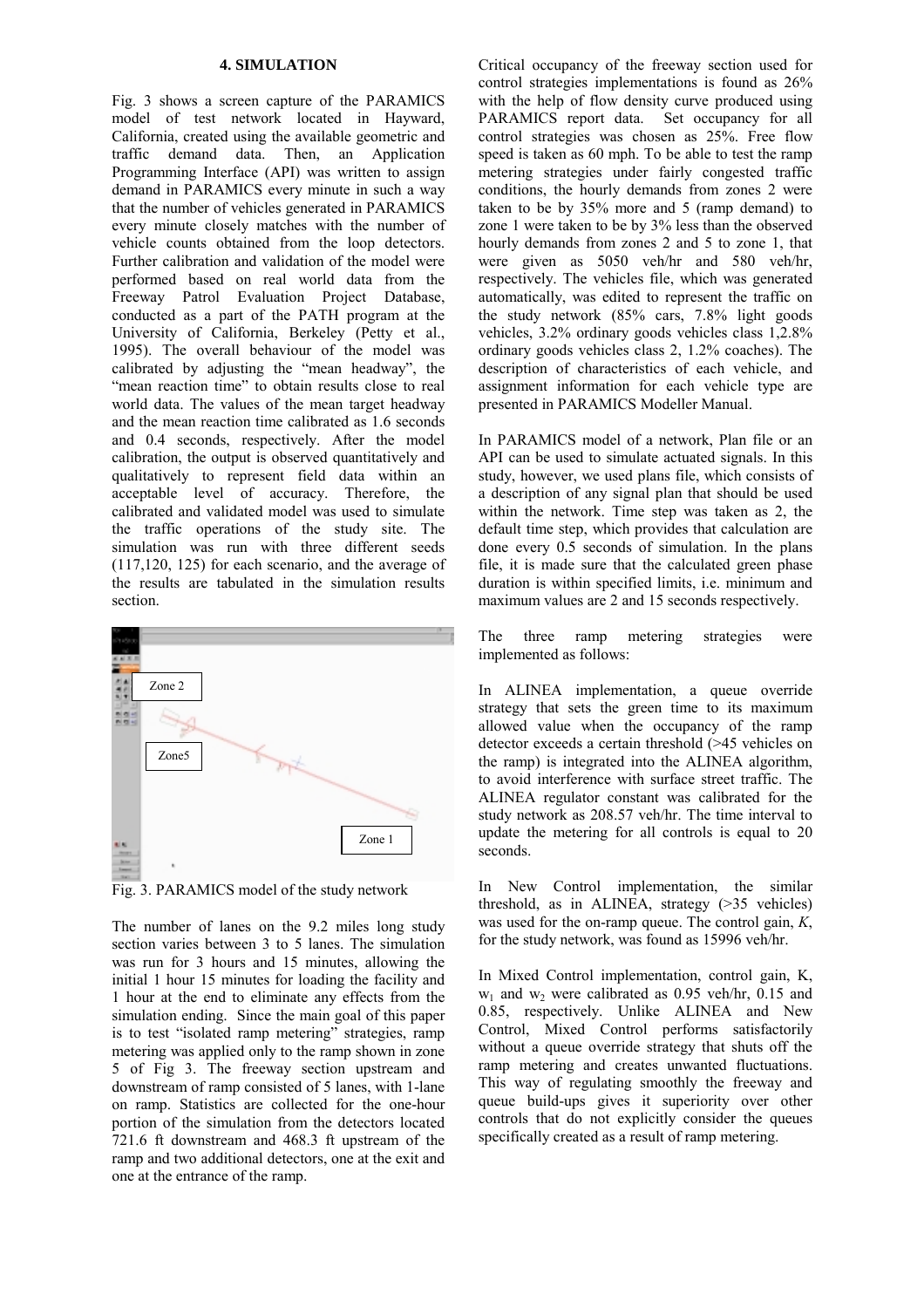# 4. SIMULATION

Fig. 3 shows a screen capture of the PARAMICS model of test network located in Hayward, California, created using the available geometric and traffic demand data. Then, an Application Programming Interface (API) was written to assign demand in PARAMICS every minute in such a way that the number of vehicles generated in PARAMICS every minute closely matches with the number of vehicle counts obtained from the loop detectors. Further calibration and validation of the model were performed based on real world data from the Freeway Patrol Evaluation Project Database, conducted as a part of the PATH program at the University of California, Berkeley (Petty et al., 1995). The overall behaviour of the model was calibrated by adjusting the "mean headway", the "mean reaction time" to obtain results close to real world data. The values of the mean target headway and the mean reaction time calibrated as 1.6 seconds and 0.4 seconds, respectively. After the model calibration, the output is observed quantitatively and qualitatively to represent field data within an acceptable level of accuracy. Therefore, the calibrated and validated model was used to simulate the traffic operations of the study site. The simulation was run with three different seeds (117,120, 125) for each scenario, and the average of the results are tabulated in the simulation results section.

Fig. 3. PARAMICS model of the study network

The number of lanes on the 9.2 miles long study section varies between 3 to 5 lanes. The simulation was run for 3 hours and 15 minutes, allowing the initial 1 hour 15 minutes for loading the facility and 1 hour at the end to eliminate any effects from the simulation ending. Since the main goal of this paper is to test "isolated ramp metering" strategies, ramp metering was applied only to the ramp shown in zone 5 of Fig 3. The freeway section upstream and downstream of ramp consisted of 5 lanes, with 1-lane on ramp. Statistics are collected for the one-hour portion of the simulation from the detectors located 721.6 ft downstream and 468.3 ft upstream of the ramp and two additional detectors, one at the exit and one at the entrance of the ramp.

Critical occupancy of the freeway section used for control strategies implementations is found as 26% with the help of flow density curve produced using PARAMICS report data. Set occupancy for all control strategies was chosen as 25%. Free flow speed is taken as 60 mph. To be able to test the ramp metering strategies under fairly congested traffic conditions, the hourly demands from zones 2 were taken to be by 35% more and 5 (ramp demand) to zone 1 were taken to be by 3% less than the observed hourly demands from zones 2 and 5 to zone 1, that were given as 5050 veh/hr and 580 veh/hr, respectively. The vehicles file, which was generated automatically, was edited to represent the traffic on the study network (85% cars, 7.8% light goods vehicles, 3.2% ordinary goods vehicles class 1,2.8% ordinary goods vehicles class 2, 1.2% coaches). The description of characteristics of each vehicle, and assignment information for each vehicle type are presented in PARAMICS Modeller Manual.

In PARAMICS model of a network, Plan file or an API can be used to simulate actuated signals. In this study, however, we used plans file, which consists of a description of any signal plan that should be used within the network. Time step was taken as 2, the default time step, which provides that calculation are done every 0.5 seconds of simulation. In the plans file, it is made sure that the calculated green phase duration is within specified limits, i.e. minimum and maximum values are 2 and 15 seconds respectively.

The three ramp metering strategies were implemented as follows:

In ALINEA implementation, a queue override strategy that sets the green time to its maximum allowed value when the occupancy of the ramp detector exceeds a certain threshold (>45 vehicles on the ramp) is integrated into the ALINEA algorithm, to avoid interference with surface street traffic. The ALINEA regulator constant was calibrated for the study network as 208.57 veh/hr. The time interval to update the metering for all controls is equal to 20 seconds.

In New Control implementation, the similar threshold, as in ALINEA, strategy (>35 vehicles) was used for the on-ramp queue. The control gain, *K*, for the study network, was found as 15996 veh/hr.

In Mixed Control implementation, control gain, K, $w_1$ and $w_2$ were calibrated as 0.95 veh/hr, 0.15 and 0.85, respectively. Unlike ALINEA and New Control, Mixed Control performs satisfactorily without a queue override strategy that shuts off the ramp metering and creates unwanted fluctuations. This way of regulating smoothly the freeway and queue build-ups gives it superiority over other controls that do not explicitly consider the queues specifically created as a result of ramp metering.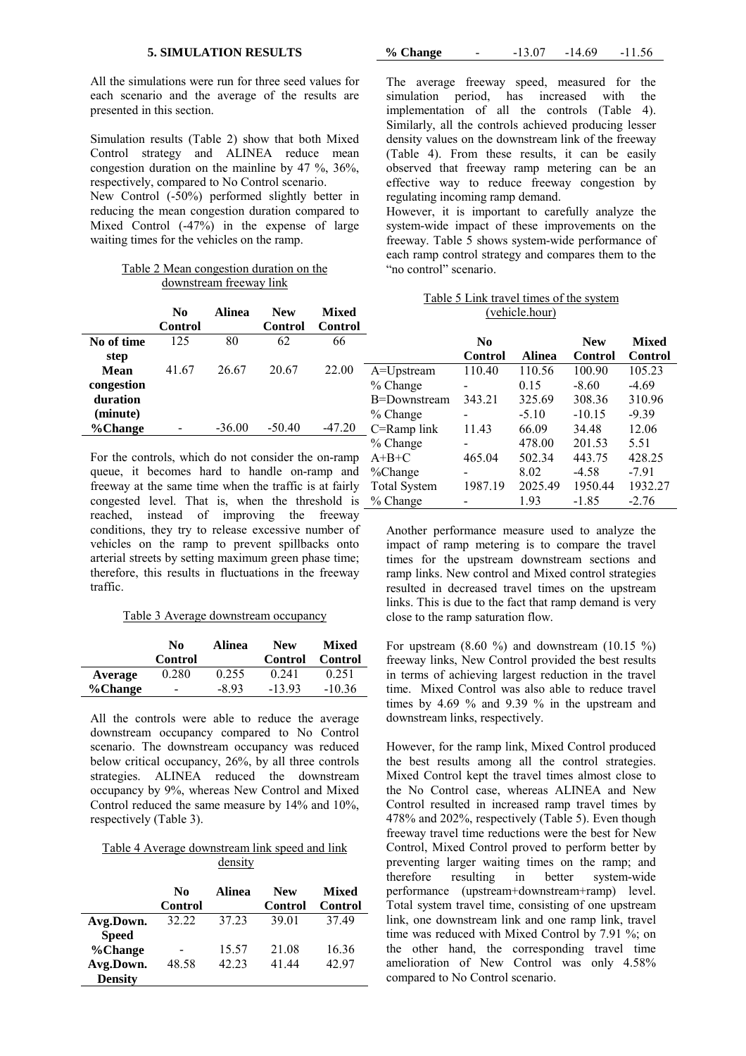## 5. SIMULATION RESULTS

All the simulations were run for three seed values for each scenario and the average of the results are presented in this section.

Simulation results (Table 2) show that both Mixed Control strategy and ALINEA reduce mean congestion duration on the mainline by 47 %, 36%, respectively, compared to No Control scenario.
New Control (-50%) performed slightly better in reducing the mean congestion duration compared to Mixed Control (-47%) in the expense of large waiting times for the vehicles on the ramp.

Table 2 Mean congestion duration on the downstream freeway link

| | No Control | Alinea | New Control | Mixed Control |
|---|---|---|---|---|
| **No of time step** | 125 | 80 | 62 | 66 |
| **Mean congestion duration (minute)** | 41.67 | 26.67 | 20.67 | 22.00 |
| **%Change** | - | -36.00 | -50.40 | -47.20 |

For the controls, which do not consider the on-ramp queue, it becomes hard to handle on-ramp and freeway at the same time when the traffic is at fairly congested level. That is, when the threshold is reached, instead of improving the freeway conditions, they try to release excessive number of vehicles on the ramp to prevent spillbacks onto arterial streets by setting maximum green phase time; therefore, this results in fluctuations in the freeway traffic.

Table 3 Average downstream occupancy

| | No Control | Alinea | New Control | Mixed Control |
|---|---|---|---|---|
| **Average** | 0.280 | 0.255 | 0.241 | 0.251 |
| **%Change** | - | -8.93 | -13.93 | -10.36 |

All the controls were able to reduce the average downstream occupancy compared to No Control scenario. The downstream occupancy was reduced below critical occupancy, 26%, by all three controls strategies. ALINEA reduced the downstream occupancy by 9%, whereas New Control and Mixed Control reduced the same measure by 14% and 10%, respectively (Table 3).

Table 4 Average downstream link speed and link density

| | No Control | Alinea | New Control | Mixed Control |
|---|---|---|---|---|
| **Avg.Down. Speed** | 32.22 | 37.23 | 39.01 | 37.49 |
| **%Change** | - | 15.57 | 21.08 | 16.36 |
| **Avg.Down. Density** | 48.58 | 42.23 | 41.44 | 42.97 |
| **% Change** | - | -13.07 | -14.69 | -11.56 |

The average freeway speed, measured for the simulation period, has increased with the implementation of all the controls (Table 4). Similarly, all the controls achieved producing lesser density values on the downstream link of the freeway (Table 4). From these results, it can be easily observed that freeway ramp metering can be an effective way to reduce freeway congestion by regulating incoming ramp demand.
However, it is important to carefully analyze the system-wide impact of these improvements on the freeway. Table 5 shows system-wide performance of each ramp control strategy and compares them to the "no control" scenario.

Table 5 Link travel times of the system (vehicle.hour)

| | No Control | Alinea | New Control | Mixed Control |
|---|---|---|---|---|
| A=Upstream | 110.40 | 110.56 | 100.90 | 105.23 |
| % Change | - | 0.15 | -8.60 | -4.69 |
| B=Downstream | 343.21 | 325.69 | 308.36 | 310.96 |
| % Change | - | -5.10 | -10.15 | -9.39 |
| C=Ramp link | 11.43 | 66.09 | 34.48 | 12.06 |
| % Change | - | 478.00 | 201.53 | 5.51 |
| A+B+C | 465.04 | 502.34 | 443.75 | 428.25 |
| %Change | - | 8.02 | -4.58 | -7.91 |
| Total System | 1987.19 | 2025.49 | 1950.44 | 1932.27 |
| % Change | - | 1.93 | -1.85 | -2.76 |

Another performance measure used to analyze the impact of ramp metering is to compare the travel times for the upstream downstream sections and ramp links. New control and Mixed control strategies resulted in decreased travel times on the upstream links. This is due to the fact that ramp demand is very close to the ramp saturation flow.

For upstream (8.60 %) and downstream (10.15 %) freeway links, New Control provided the best results in terms of achieving largest reduction in the travel time. Mixed Control was also able to reduce travel times by 4.69 % and 9.39 % in the upstream and downstream links, respectively.

However, for the ramp link, Mixed Control produced the best results among all the control strategies. Mixed Control kept the travel times almost close to the No Control case, whereas ALINEA and New Control resulted in increased ramp travel times by 478% and 202%, respectively (Table 5). Even though freeway travel time reductions were the best for New Control, Mixed Control proved to perform better by preventing larger waiting times on the ramp; and therefore resulting in better system-wide performance (upstream+downstream+ramp) level. Total system travel time, consisting of one upstream link, one downstream link and one ramp link, travel time was reduced with Mixed Control by 7.91 %; on the other hand, the corresponding travel time amelioration of New Control was only 4.58% compared to No Control scenario.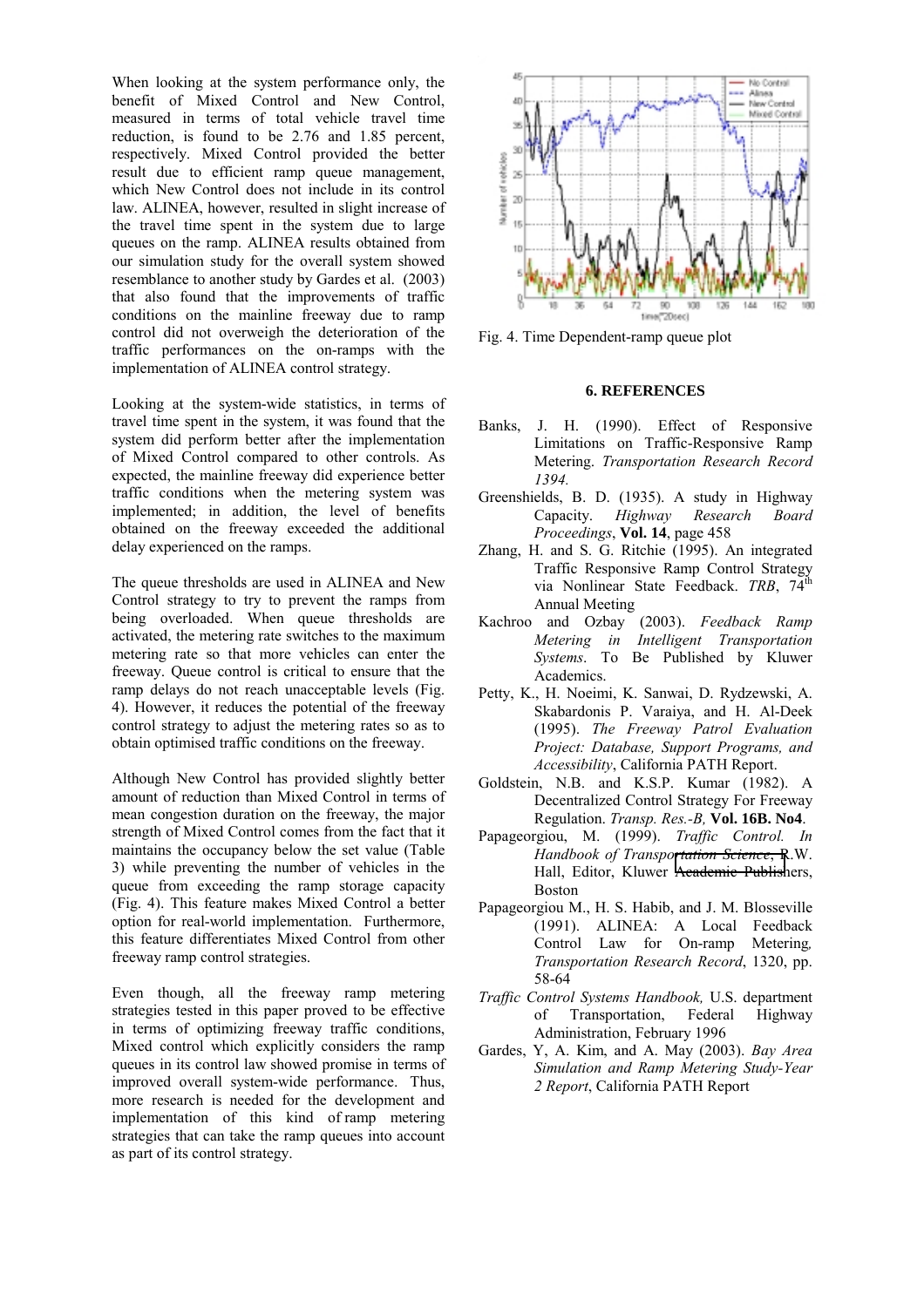When looking at the system performance only, the benefit of Mixed Control and New Control, measured in terms of total vehicle travel time reduction, is found to be 2.76 and 1.85 percent, respectively. Mixed Control provided the better result due to efficient ramp queue management, which New Control does not include in its control law. ALINEA, however, resulted in slight increase of the travel time spent in the system due to large queues on the ramp. ALINEA results obtained from our simulation study for the overall system showed resemblance to another study by Gardes et al. (2003) that also found that the improvements of traffic conditions on the mainline freeway due to ramp control did not overweigh the deterioration of the traffic performances on the on-ramps with the implementation of ALINEA control strategy.

Looking at the system-wide statistics, in terms of travel time spent in the system, it was found that the system did perform better after the implementation of Mixed Control compared to other controls. As expected, the mainline freeway did experience better traffic conditions when the metering system was implemented; in addition, the level of benefits obtained on the freeway exceeded the additional delay experienced on the ramps.

The queue thresholds are used in ALINEA and New Control strategy to try to prevent the ramps from being overloaded. When queue thresholds are activated, the metering rate switches to the maximum metering rate so that more vehicles can enter the freeway. Queue control is critical to ensure that the ramp delays do not reach unacceptable levels (Fig. 4). However, it reduces the potential of the freeway control strategy to adjust the metering rates so as to obtain optimised traffic conditions on the freeway.

Although New Control has provided slightly better amount of reduction than Mixed Control in terms of mean congestion duration on the freeway, the major strength of Mixed Control comes from the fact that it maintains the occupancy below the set value (Table 3) while preventing the number of vehicles in the queue from exceeding the ramp storage capacity (Fig. 4). This feature makes Mixed Control a better option for real-world implementation. Furthermore, this feature differentiates Mixed Control from other freeway ramp control strategies.

Even though, all the freeway ramp metering strategies tested in this paper proved to be effective in terms of optimizing freeway traffic conditions, Mixed control which explicitly considers the ramp queues in its control law showed promise in terms of improved overall system-wide performance. Thus, more research is needed for the development and implementation of this kind of ramp metering strategies that can take the ramp queues into account as part of its control strategy.

No Control
Alinea
New Control
Mixed Control

Number of vehicles

0 5 10 15 20 25 30 35 40 45

0 18 36 54 72 90 108 126 144 162 180

time(*20sec)

Fig. 4. Time Dependent-ramp queue plot

## 6. REFERENCES

Banks, J. H. (1990). Effect of Responsive Limitations on Traffic-Responsive Ramp Metering. *Transportation Research Record 1394.*

Greenshields, B. D. (1935). A study in Highway Capacity. *Highway Research Board Proceedings*, **Vol. 14**, page 458

Zhang, H. and S. G. Ritchie (1995). An integrated Traffic Responsive Ramp Control Strategy via Nonlinear State Feedback. *TRB*, 74th Annual Meeting

Kachroo and Ozbay (2003). *Feedback Ramp Metering in Intelligent Transportation Systems*. To Be Published by Kluwer Academics.

Petty, K., H. Noeimi, K. Sanwai, D. Rydzewski, A. Skabardonis P. Varaiya, and H. Al-Deek (1995). *The Freeway Patrol Evaluation Project: Database, Support Programs, and Accessibility*, California PATH Report.

Goldstein, N.B. and K.S.P. Kumar (1982). A Decentralized Control Strategy For Freeway Regulation. *Transp. Res.-B,* **Vol. 16B. No4**.

Papageorgiou, M. (1999). *Traffic Control. In Handbook of Transportation Science*, R.W. Hall, Editor, Kluwer Academic Publishers, Boston

Papageorgiou M., H. S. Habib, and J. M. Blosseville (1991). ALINEA: A Local Feedback Control Law for On-ramp Metering*, Transportation Research Record*, 1320, pp. 58-64

*Traffic Control Systems Handbook,* U.S. department of Transportation, Federal Highway Administration, February 1996

Gardes, Y, A. Kim, and A. May (2003). *Bay Area Simulation and Ramp Metering Study-Year 2 Report*, California PATH Report